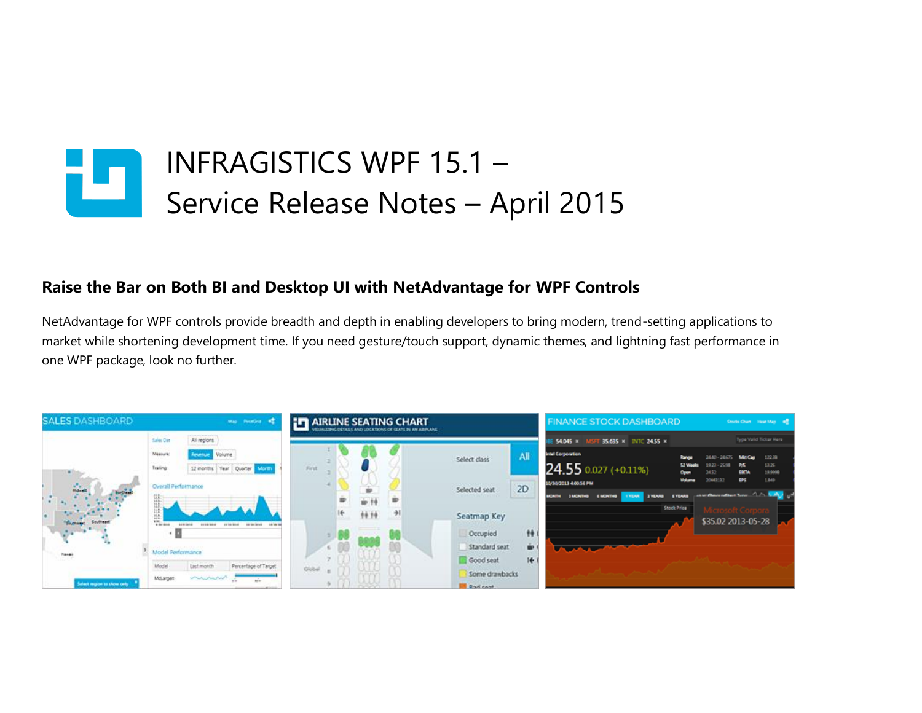# INFRAGISTICS WPF 15.1 – Service Release Notes – April 2015

## Raise the Bar on Both BI and Desktop UI with NetAdvantage for WPF Controls

NetAdvantage for WPF controls provide breadth and depth in enabling developers to bring modern, trend-setting applications to market while shortening development time. If you need gesture/touch support, dynamic themes, and lightning fast performance in one WPF package, look no further.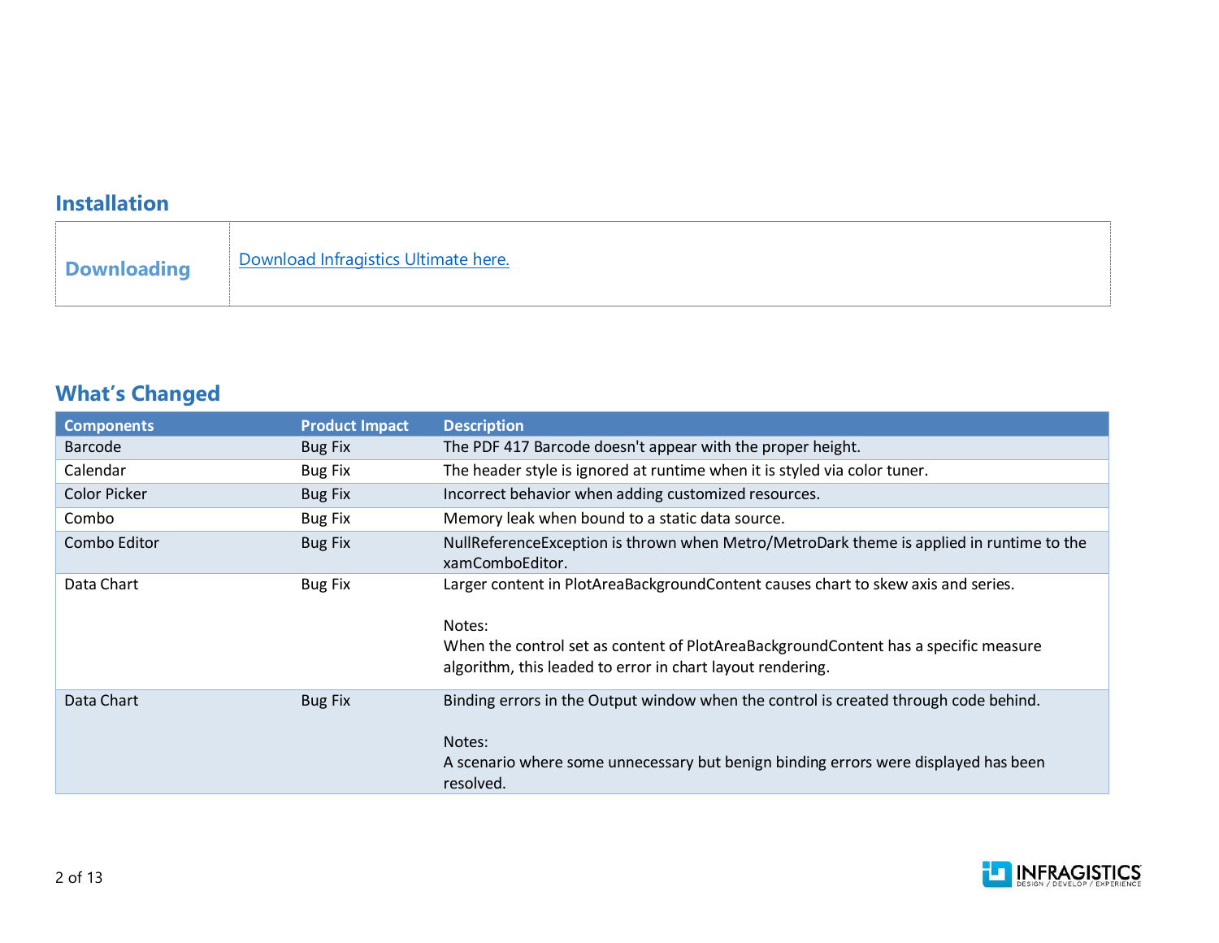## Installation

| Downloading | [Download Infragistics Ultimate here.]() |
|---|---|

## What's Changed

| Components | Product Impact | Description |
|---|---|---|
| Barcode | Bug Fix | The PDF 417 Barcode doesn't appear with the proper height. |
| Calendar | Bug Fix | The header style is ignored at runtime when it is styled via color tuner. |
| Color Picker | Bug Fix | Incorrect behavior when adding customized resources. |
| Combo | Bug Fix | Memory leak when bound to a static data source. |
| Combo Editor | Bug Fix | NullReferenceException is thrown when Metro/MetroDark theme is applied in runtime to the xamComboEditor. |
| Data Chart | Bug Fix | Larger content in PlotAreaBackgroundContent causes chart to skew axis and series.<br><br>Notes:<br>When the control set as content of PlotAreaBackgroundContent has a specific measure algorithm, this leaded to error in chart layout rendering. |
| Data Chart | Bug Fix | Binding errors in the Output window when the control is created through code behind.<br><br>Notes:<br>A scenario where some unnecessary but benign binding errors were displayed has been resolved. |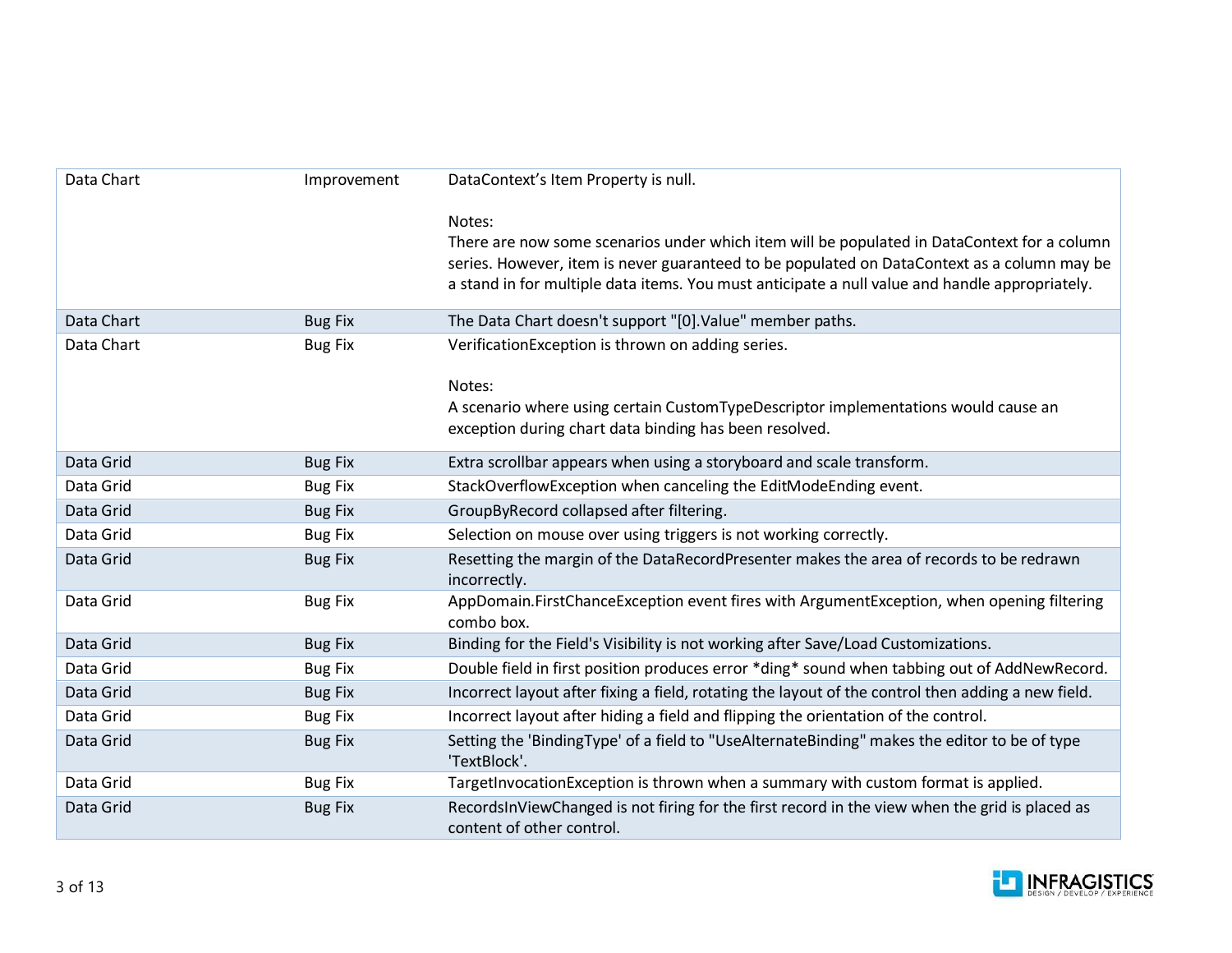| | | |
|---|---|---|
| Data Chart | Improvement | DataContext's Item Property is null.<br><br>Notes:<br>There are now some scenarios under which item will be populated in DataContext for a column series. However, item is never guaranteed to be populated on DataContext as a column may be a stand in for multiple data items. You must anticipate a null value and handle appropriately. |
| Data Chart | Bug Fix | The Data Chart doesn't support "[0].Value" member paths. |
| Data Chart | Bug Fix | VerificationException is thrown on adding series.<br><br>Notes:<br>A scenario where using certain CustomTypeDescriptor implementations would cause an exception during chart data binding has been resolved. |
| Data Grid | Bug Fix | Extra scrollbar appears when using a storyboard and scale transform. |
| Data Grid | Bug Fix | StackOverflowException when canceling the EditModeEnding event. |
| Data Grid | Bug Fix | GroupByRecord collapsed after filtering. |
| Data Grid | Bug Fix | Selection on mouse over using triggers is not working correctly. |
| Data Grid | Bug Fix | Resetting the margin of the DataRecordPresenter makes the area of records to be redrawn incorrectly. |
| Data Grid | Bug Fix | AppDomain.FirstChanceException event fires with ArgumentException, when opening filtering combo box. |
| Data Grid | Bug Fix | Binding for the Field's Visibility is not working after Save/Load Customizations. |
| Data Grid | Bug Fix | Double field in first position produces error *ding* sound when tabbing out of AddNewRecord. |
| Data Grid | Bug Fix | Incorrect layout after fixing a field, rotating the layout of the control then adding a new field. |
| Data Grid | Bug Fix | Incorrect layout after hiding a field and flipping the orientation of the control. |
| Data Grid | Bug Fix | Setting the 'BindingType' of a field to "UseAlternateBinding" makes the editor to be of type 'TextBlock'. |
| Data Grid | Bug Fix | TargetInvocationException is thrown when a summary with custom format is applied. |
| Data Grid | Bug Fix | RecordsInViewChanged is not firing for the first record in the view when the grid is placed as content of other control. |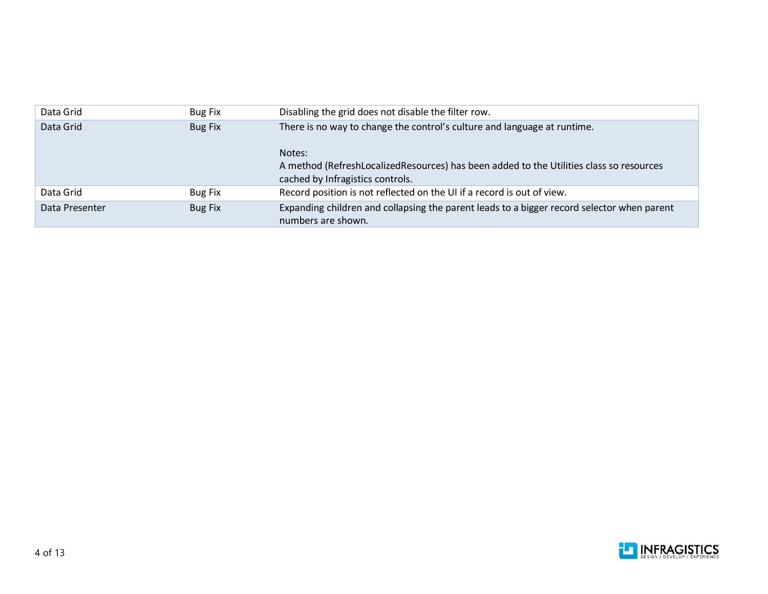| Data Grid | Bug Fix | Disabling the grid does not disable the filter row. |
|---|---|---|
| Data Grid | Bug Fix | There is no way to change the control's culture and language at runtime.<br><br>Notes:<br>A method (RefreshLocalizedResources) has been added to the Utilities class so resources cached by Infragistics controls. |
| Data Grid | Bug Fix | Record position is not reflected on the UI if a record is out of view. |
| Data Presenter | Bug Fix | Expanding children and collapsing the parent leads to a bigger record selector when parent numbers are shown. |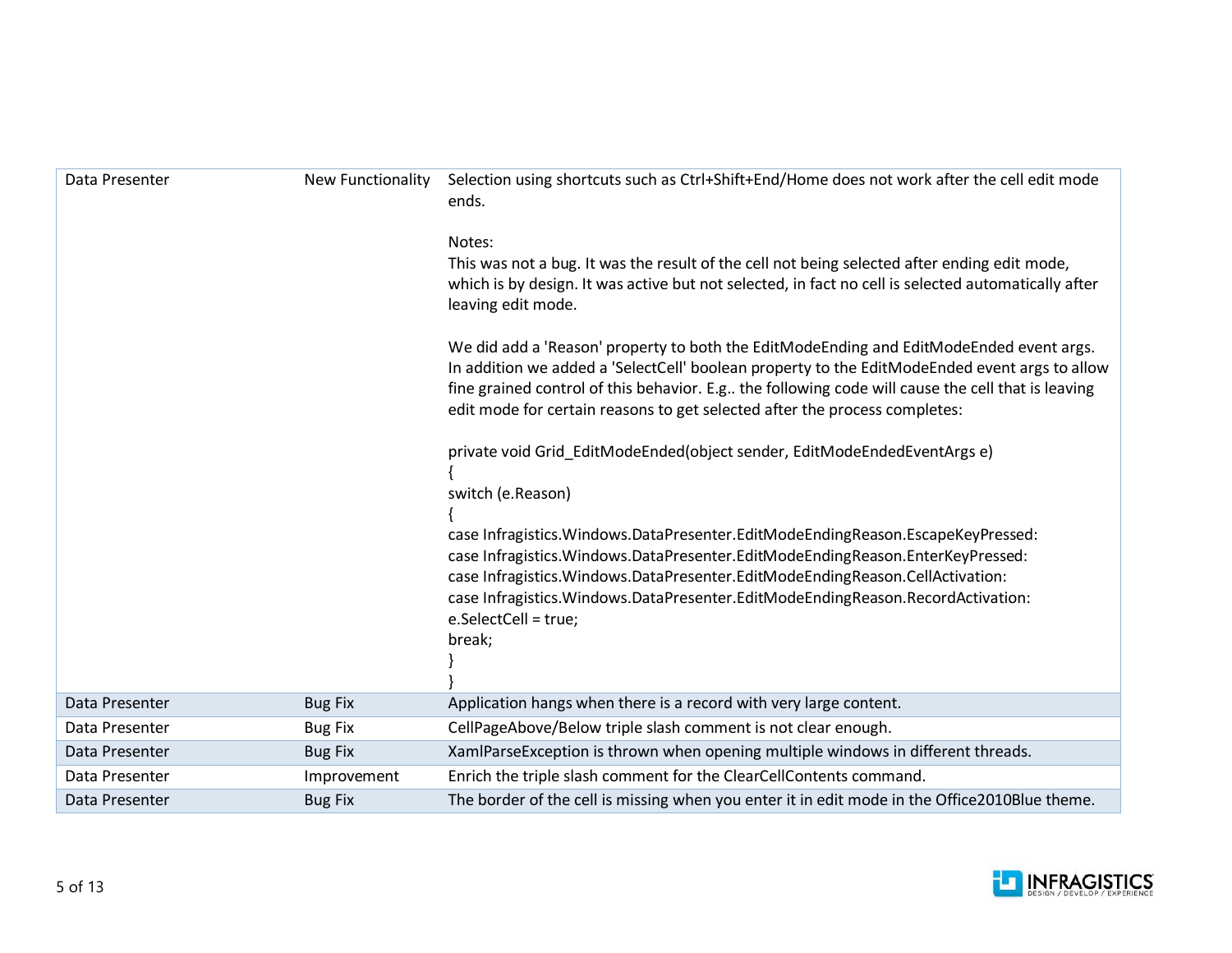| | | |
|---|---|---|
| Data Presenter | New Functionality | Selection using shortcuts such as Ctrl+Shift+End/Home does not work after the cell edit mode ends.<br><br>Notes:<br>This was not a bug. It was the result of the cell not being selected after ending edit mode, which is by design. It was active but not selected, in fact no cell is selected automatically after leaving edit mode.<br><br>We did add a 'Reason' property to both the EditModeEnding and EditModeEnded event args. In addition we added a 'SelectCell' boolean property to the EditModeEnded event args to allow fine grained control of this behavior. E.g.. the following code will cause the cell that is leaving edit mode for certain reasons to get selected after the process completes:<br><br>private void Grid_EditModeEnded(object sender, EditModeEndedEventArgs e)<br>{<br>switch (e.Reason)<br>{<br>case Infragistics.Windows.DataPresenter.EditModeEndingReason.EscapeKeyPressed:<br>case Infragistics.Windows.DataPresenter.EditModeEndingReason.EnterKeyPressed:<br>case Infragistics.Windows.DataPresenter.EditModeEndingReason.CellActivation:<br>case Infragistics.Windows.DataPresenter.EditModeEndingReason.RecordActivation:<br>e.SelectCell = true;<br>break;<br>}<br>} |
| Data Presenter | Bug Fix | Application hangs when there is a record with very large content. |
| Data Presenter | Bug Fix | CellPageAbove/Below triple slash comment is not clear enough. |
| Data Presenter | Bug Fix | XamlParseException is thrown when opening multiple windows in different threads. |
| Data Presenter | Improvement | Enrich the triple slash comment for the ClearCellContents command. |
| Data Presenter | Bug Fix | The border of the cell is missing when you enter it in edit mode in the Office2010Blue theme. |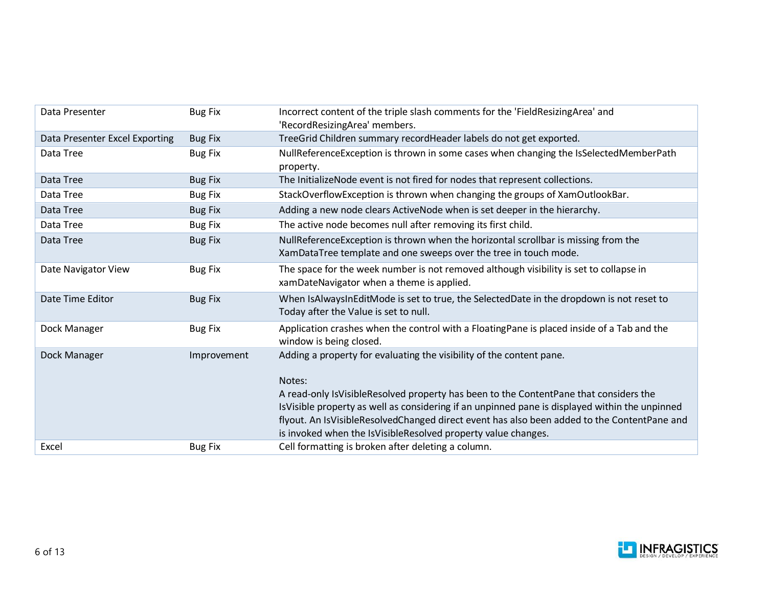| Data Presenter | Bug Fix | Incorrect content of the triple slash comments for the 'FieldResizingArea' and 'RecordResizingArea' members. |
|---|---|---|
| Data Presenter Excel Exporting | Bug Fix | TreeGrid Children summary recordHeader labels do not get exported. |
| Data Tree | Bug Fix | NullReferenceException is thrown in some cases when changing the IsSelectedMemberPath property. |
| Data Tree | Bug Fix | The InitializeNode event is not fired for nodes that represent collections. |
| Data Tree | Bug Fix | StackOverflowException is thrown when changing the groups of XamOutlookBar. |
| Data Tree | Bug Fix | Adding a new node clears ActiveNode when is set deeper in the hierarchy. |
| Data Tree | Bug Fix | The active node becomes null after removing its first child. |
| Data Tree | Bug Fix | NullReferenceException is thrown when the horizontal scrollbar is missing from the XamDataTree template and one sweeps over the tree in touch mode. |
| Date Navigator View | Bug Fix | The space for the week number is not removed although visibility is set to collapse in xamDateNavigator when a theme is applied. |
| Date Time Editor | Bug Fix | When IsAlwaysInEditMode is set to true, the SelectedDate in the dropdown is not reset to Today after the Value is set to null. |
| Dock Manager | Bug Fix | Application crashes when the control with a FloatingPane is placed inside of a Tab and the window is being closed. |
| Dock Manager | Improvement | Adding a property for evaluating the visibility of the content pane.<br><br>Notes:<br>A read-only IsVisibleResolved property has been to the ContentPane that considers the IsVisible property as well as considering if an unpinned pane is displayed within the unpinned flyout. An IsVisibleResolvedChanged direct event has also been added to the ContentPane and is invoked when the IsVisibleResolved property value changes. |
| Excel | Bug Fix | Cell formatting is broken after deleting a column. |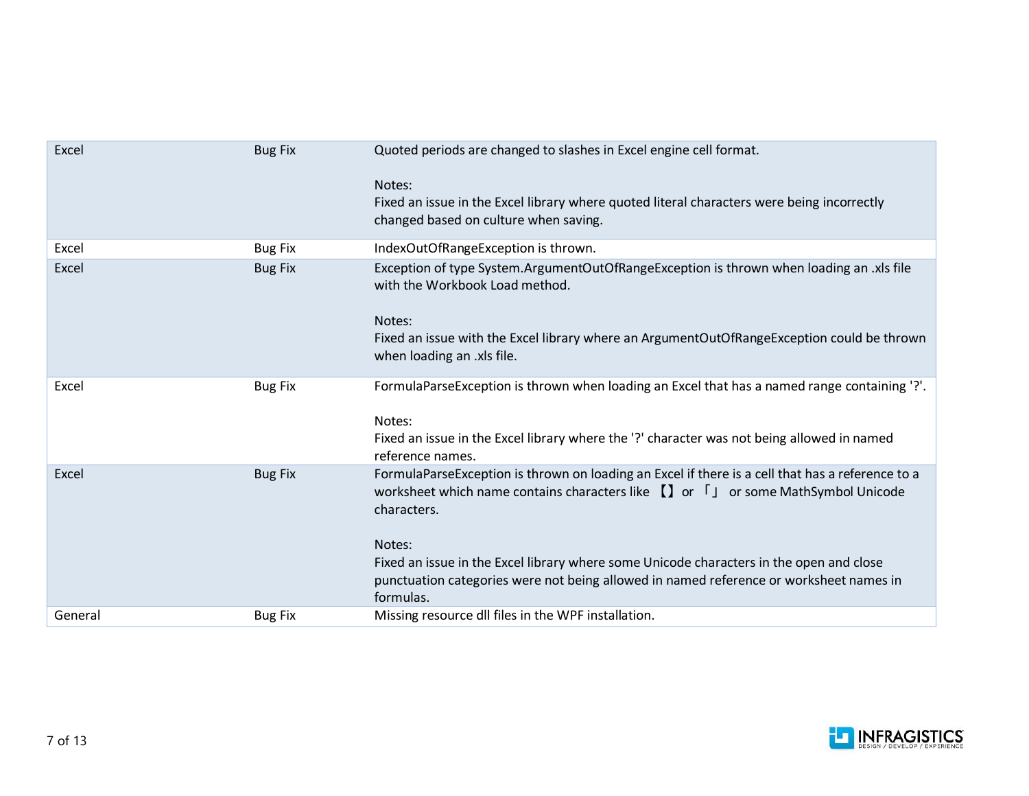| | | |
|---|---|---|
| Excel | Bug Fix | Quoted periods are changed to slashes in Excel engine cell format.<br><br>Notes:<br>Fixed an issue in the Excel library where quoted literal characters were being incorrectly changed based on culture when saving. |
| Excel | Bug Fix | IndexOutOfRangeException is thrown. |
| Excel | Bug Fix | Exception of type System.ArgumentOutOfRangeException is thrown when loading an .xls file with the Workbook Load method.<br><br>Notes:<br>Fixed an issue with the Excel library where an ArgumentOutOfRangeException could be thrown when loading an .xls file. |
| Excel | Bug Fix | FormulaParseException is thrown when loading an Excel that has a named range containing '?'.<br><br>Notes:<br>Fixed an issue in the Excel library where the '?' character was not being allowed in named reference names. |
| Excel | Bug Fix | FormulaParseException is thrown on loading an Excel if there is a cell that has a reference to a worksheet which name contains characters like 【】 or 「」 or some MathSymbol Unicode characters.<br><br>Notes:<br>Fixed an issue in the Excel library where some Unicode characters in the open and close punctuation categories were not being allowed in named reference or worksheet names in formulas. |
| General | Bug Fix | Missing resource dll files in the WPF installation. |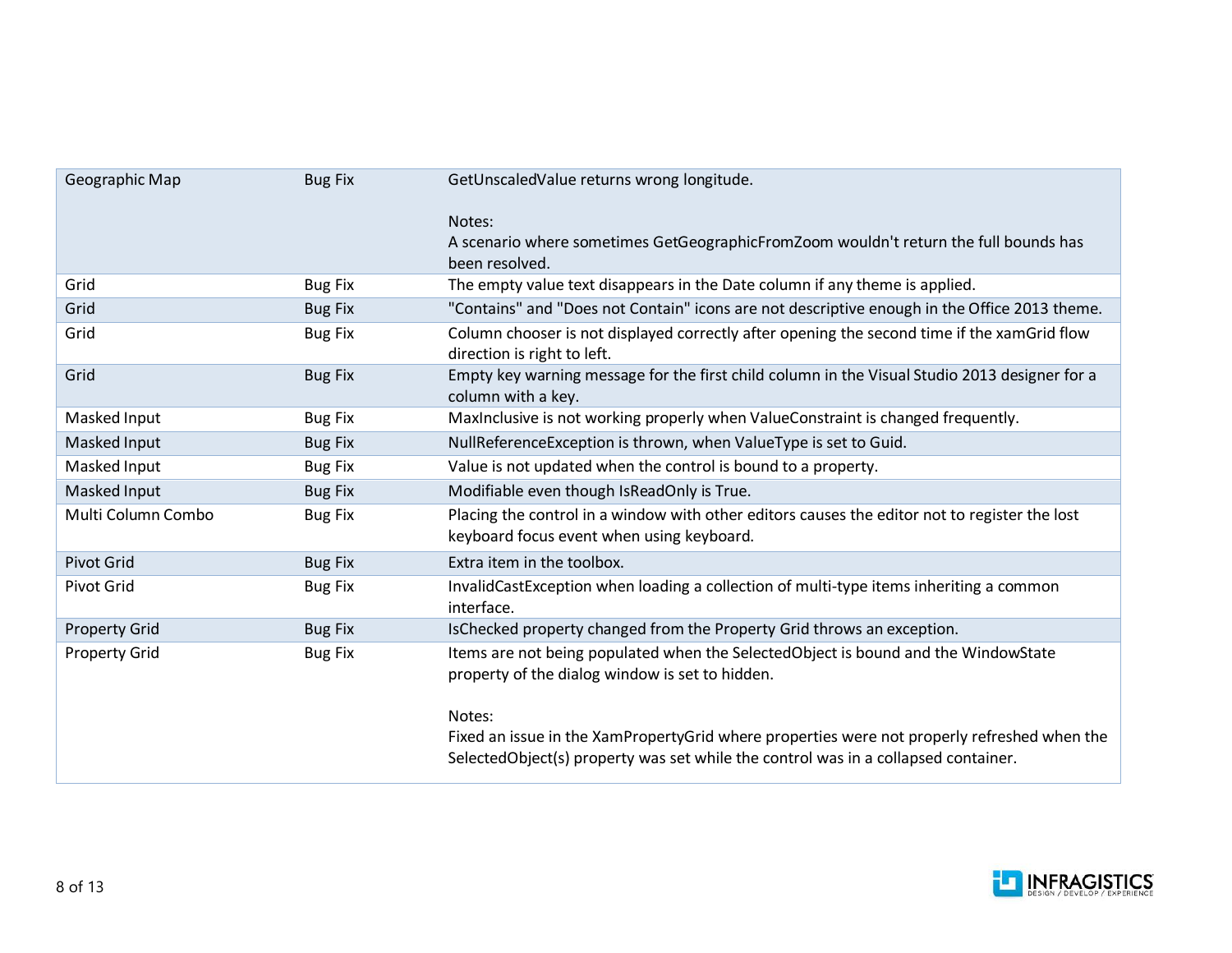| | | |
|---|---|---|
| Geographic Map | Bug Fix | GetUnscaledValue returns wrong longitude.<br><br>Notes:<br>A scenario where sometimes GetGeographicFromZoom wouldn't return the full bounds has been resolved. |
| Grid | Bug Fix | The empty value text disappears in the Date column if any theme is applied. |
| Grid | Bug Fix | "Contains" and "Does not Contain" icons are not descriptive enough in the Office 2013 theme. |
| Grid | Bug Fix | Column chooser is not displayed correctly after opening the second time if the xamGrid flow direction is right to left. |
| Grid | Bug Fix | Empty key warning message for the first child column in the Visual Studio 2013 designer for a column with a key. |
| Masked Input | Bug Fix | MaxInclusive is not working properly when ValueConstraint is changed frequently. |
| Masked Input | Bug Fix | NullReferenceException is thrown, when ValueType is set to Guid. |
| Masked Input | Bug Fix | Value is not updated when the control is bound to a property. |
| Masked Input | Bug Fix | Modifiable even though IsReadOnly is True. |
| Multi Column Combo | Bug Fix | Placing the control in a window with other editors causes the editor not to register the lost keyboard focus event when using keyboard. |
| Pivot Grid | Bug Fix | Extra item in the toolbox. |
| Pivot Grid | Bug Fix | InvalidCastException when loading a collection of multi-type items inheriting a common interface. |
| Property Grid | Bug Fix | IsChecked property changed from the Property Grid throws an exception. |
| Property Grid | Bug Fix | Items are not being populated when the SelectedObject is bound and the WindowState property of the dialog window is set to hidden.<br><br>Notes:<br>Fixed an issue in the XamPropertyGrid where properties were not properly refreshed when the SelectedObject(s) property was set while the control was in a collapsed container. |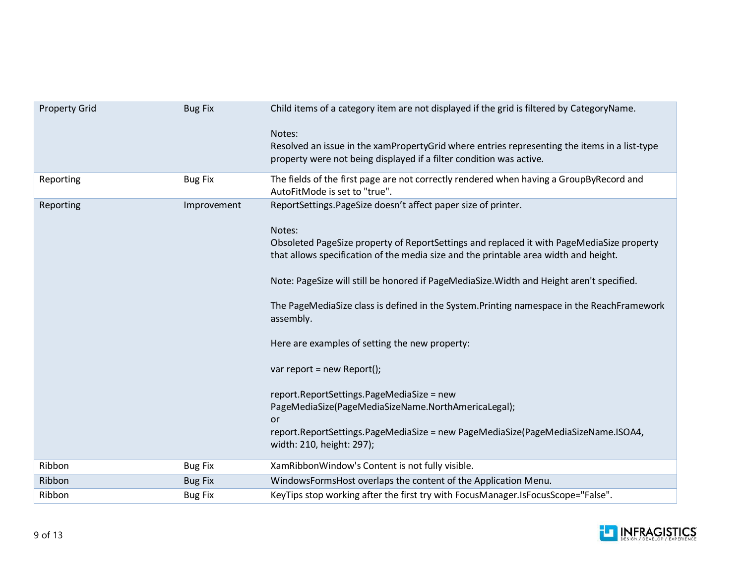| | | |
|---|---|---|
| Property Grid | Bug Fix | Child items of a category item are not displayed if the grid is filtered by CategoryName.<br><br>Notes:<br>Resolved an issue in the xamPropertyGrid where entries representing the items in a list-type property were not being displayed if a filter condition was active. |
| Reporting | Bug Fix | The fields of the first page are not correctly rendered when having a GroupByRecord and AutoFitMode is set to "true". |
| Reporting | Improvement | ReportSettings.PageSize doesn’t affect paper size of printer.<br><br>Notes:<br>Obsoleted PageSize property of ReportSettings and replaced it with PageMediaSize property that allows specification of the media size and the printable area width and height.<br><br>Note: PageSize will still be honored if PageMediaSize.Width and Height aren't specified.<br><br>The PageMediaSize class is defined in the System.Printing namespace in the ReachFramework assembly.<br><br>Here are examples of setting the new property:<br><br>var report = new Report();<br><br>report.ReportSettings.PageMediaSize = new PageMediaSize(PageMediaSizeName.NorthAmericaLegal);<br>or<br>report.ReportSettings.PageMediaSize = new PageMediaSize(PageMediaSizeName.ISOA4, width: 210, height: 297); |
| Ribbon | Bug Fix | XamRibbonWindow's Content is not fully visible. |
| Ribbon | Bug Fix | WindowsFormsHost overlaps the content of the Application Menu. |
| Ribbon | Bug Fix | KeyTips stop working after the first try with FocusManager.IsFocusScope="False". |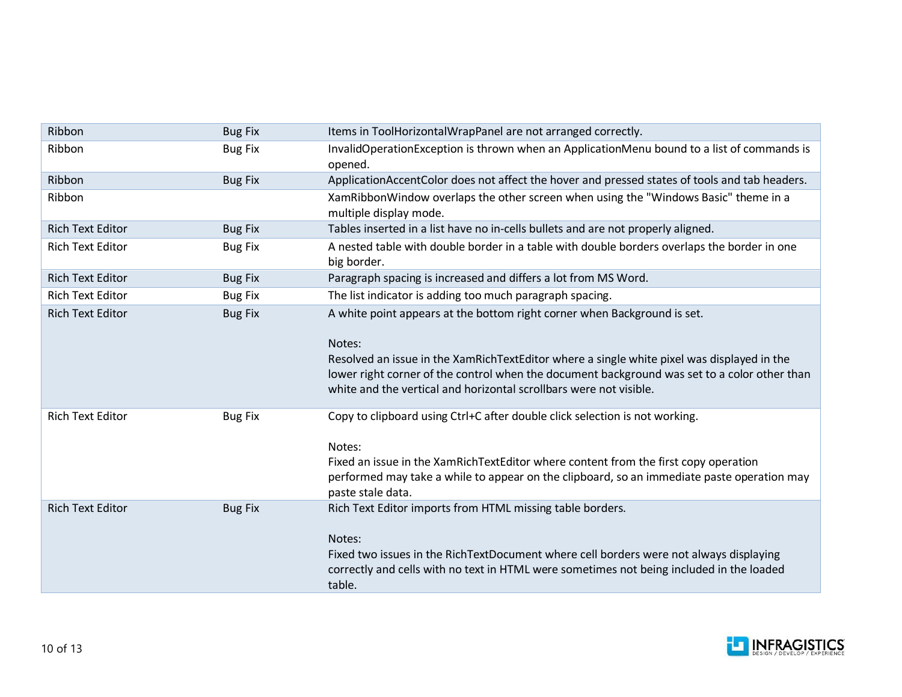| | | |
|---|---|---|
| Ribbon | Bug Fix | Items in ToolHorizontalWrapPanel are not arranged correctly. |
| Ribbon | Bug Fix | InvalidOperationException is thrown when an ApplicationMenu bound to a list of commands is opened. |
| Ribbon | Bug Fix | ApplicationAccentColor does not affect the hover and pressed states of tools and tab headers. |
| Ribbon | | XamRibbonWindow overlaps the other screen when using the "Windows Basic" theme in a multiple display mode. |
| Rich Text Editor | Bug Fix | Tables inserted in a list have no in-cells bullets and are not properly aligned. |
| Rich Text Editor | Bug Fix | A nested table with double border in a table with double borders overlaps the border in one big border. |
| Rich Text Editor | Bug Fix | Paragraph spacing is increased and differs a lot from MS Word. |
| Rich Text Editor | Bug Fix | The list indicator is adding too much paragraph spacing. |
| Rich Text Editor | Bug Fix | A white point appears at the bottom right corner when Background is set.<br><br>Notes:<br>Resolved an issue in the XamRichTextEditor where a single white pixel was displayed in the lower right corner of the control when the document background was set to a color other than white and the vertical and horizontal scrollbars were not visible. |
| Rich Text Editor | Bug Fix | Copy to clipboard using Ctrl+C after double click selection is not working.<br><br>Notes:<br>Fixed an issue in the XamRichTextEditor where content from the first copy operation performed may take a while to appear on the clipboard, so an immediate paste operation may paste stale data. |
| Rich Text Editor | Bug Fix | Rich Text Editor imports from HTML missing table borders.<br><br>Notes:<br>Fixed two issues in the RichTextDocument where cell borders were not always displaying correctly and cells with no text in HTML were sometimes not being included in the loaded table. |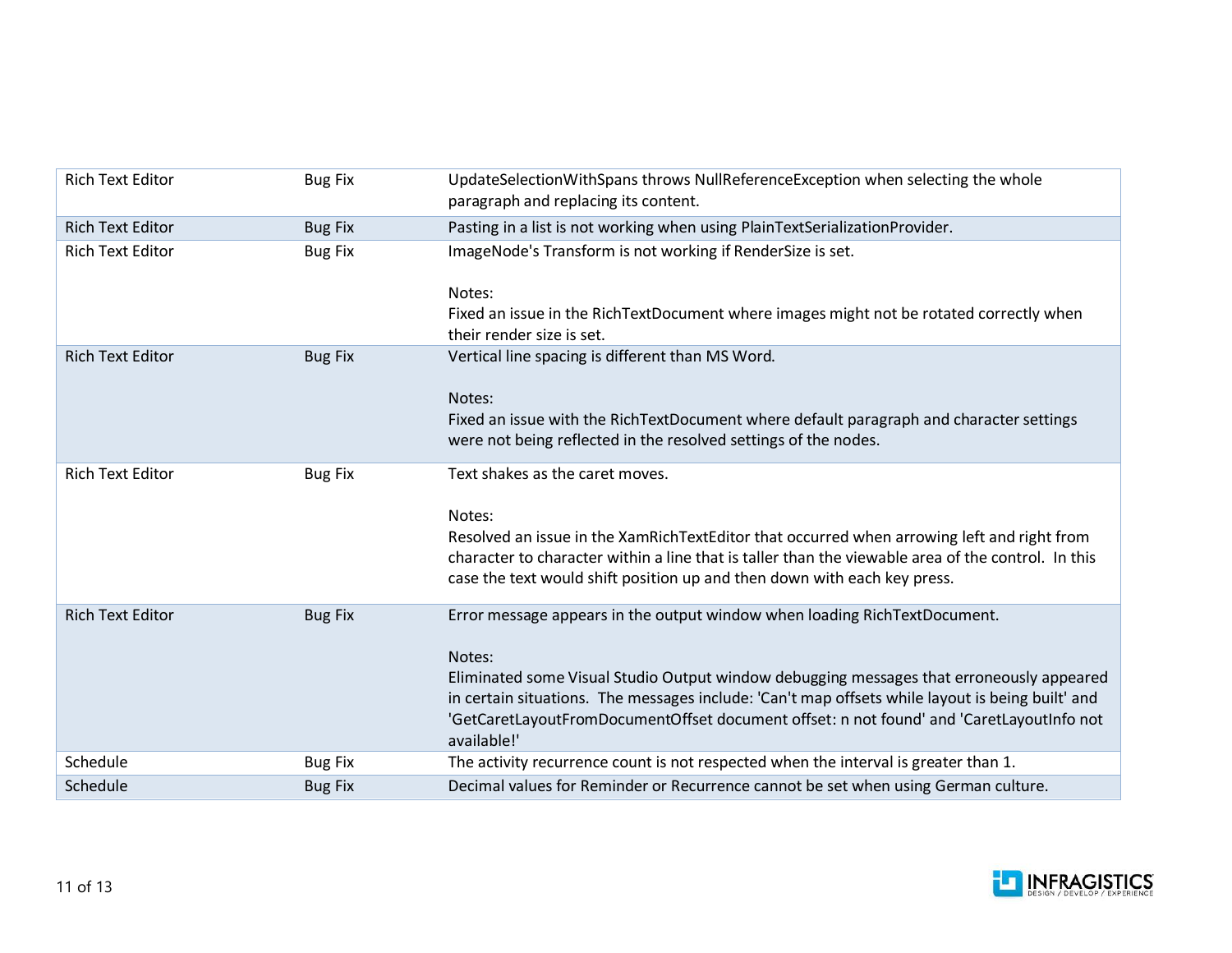| | | |
|---|---|---|
| Rich Text Editor | Bug Fix | UpdateSelectionWithSpans throws NullReferenceException when selecting the whole paragraph and replacing its content. |
| Rich Text Editor | Bug Fix | Pasting in a list is not working when using PlainTextSerializationProvider. |
| Rich Text Editor | Bug Fix | ImageNode's Transform is not working if RenderSize is set.<br><br>Notes:<br>Fixed an issue in the RichTextDocument where images might not be rotated correctly when their render size is set. |
| Rich Text Editor | Bug Fix | Vertical line spacing is different than MS Word.<br><br>Notes:<br>Fixed an issue with the RichTextDocument where default paragraph and character settings were not being reflected in the resolved settings of the nodes. |
| Rich Text Editor | Bug Fix | Text shakes as the caret moves.<br><br>Notes:<br>Resolved an issue in the XamRichTextEditor that occurred when arrowing left and right from character to character within a line that is taller than the viewable area of the control. In this case the text would shift position up and then down with each key press. |
| Rich Text Editor | Bug Fix | Error message appears in the output window when loading RichTextDocument.<br><br>Notes:<br>Eliminated some Visual Studio Output window debugging messages that erroneously appeared in certain situations. The messages include: 'Can't map offsets while layout is being built' and 'GetCaretLayoutFromDocumentOffset document offset: n not found' and 'CaretLayoutInfo not available!' |
| Schedule | Bug Fix | The activity recurrence count is not respected when the interval is greater than 1. |
| Schedule | Bug Fix | Decimal values for Reminder or Recurrence cannot be set when using German culture. |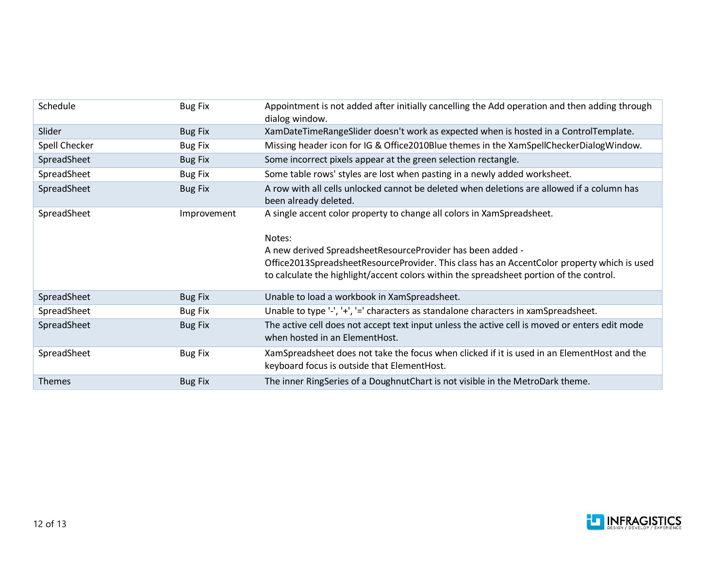| Schedule | Bug Fix | Appointment is not added after initially cancelling the Add operation and then adding through dialog window. |
|---|---|---|
| Slider | Bug Fix | XamDateTimeRangeSlider doesn't work as expected when is hosted in a ControlTemplate. |
| Spell Checker | Bug Fix | Missing header icon for IG & Office2010Blue themes in the XamSpellCheckerDialogWindow. |
| SpreadSheet | Bug Fix | Some incorrect pixels appear at the green selection rectangle. |
| SpreadSheet | Bug Fix | Some table rows' styles are lost when pasting in a newly added worksheet. |
| SpreadSheet | Bug Fix | A row with all cells unlocked cannot be deleted when deletions are allowed if a column has been already deleted. |
| SpreadSheet | Improvement | A single accent color property to change all colors in XamSpreadsheet.<br><br>Notes:<br>A new derived SpreadsheetResourceProvider has been added - Office2013SpreadsheetResourceProvider. This class has an AccentColor property which is used to calculate the highlight/accent colors within the spreadsheet portion of the control. |
| SpreadSheet | Bug Fix | Unable to load a workbook in XamSpreadsheet. |
| SpreadSheet | Bug Fix | Unable to type '-', '+', '=' characters as standalone characters in xamSpreadsheet. |
| SpreadSheet | Bug Fix | The active cell does not accept text input unless the active cell is moved or enters edit mode when hosted in an ElementHost. |
| SpreadSheet | Bug Fix | XamSpreadsheet does not take the focus when clicked if it is used in an ElementHost and the keyboard focus is outside that ElementHost. |
| Themes | Bug Fix | The inner RingSeries of a DoughnutChart is not visible in the MetroDark theme. |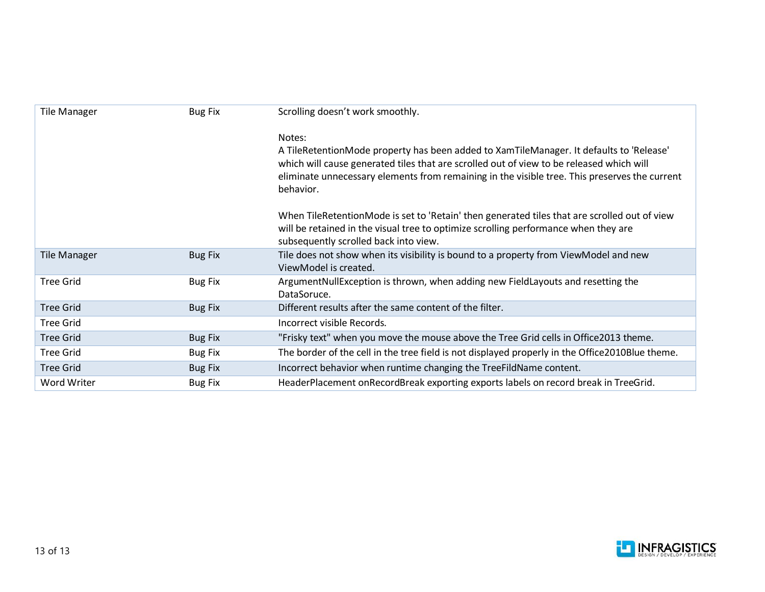| | | |
|---|---|---|
| Tile Manager | Bug Fix | Scrolling doesn’t work smoothly.<br><br>Notes:<br>A TileRetentionMode property has been added to XamTileManager. It defaults to 'Release' which will cause generated tiles that are scrolled out of view to be released which will eliminate unnecessary elements from remaining in the visible tree. This preserves the current behavior.<br><br>When TileRetentionMode is set to 'Retain' then generated tiles that are scrolled out of view will be retained in the visual tree to optimize scrolling performance when they are subsequently scrolled back into view. |
| Tile Manager | Bug Fix | Tile does not show when its visibility is bound to a property from ViewModel and new ViewModel is created. |
| Tree Grid | Bug Fix | ArgumentNullException is thrown, when adding new FieldLayouts and resetting the DataSoruce. |
| Tree Grid | Bug Fix | Different results after the same content of the filter. |
| Tree Grid | | Incorrect visible Records. |
| Tree Grid | Bug Fix | "Frisky text" when you move the mouse above the Tree Grid cells in Office2013 theme. |
| Tree Grid | Bug Fix | The border of the cell in the tree field is not displayed properly in the Office2010Blue theme. |
| Tree Grid | Bug Fix | Incorrect behavior when runtime changing the TreeFildName content. |
| Word Writer | Bug Fix | HeaderPlacement onRecordBreak exporting exports labels on record break in TreeGrid. |